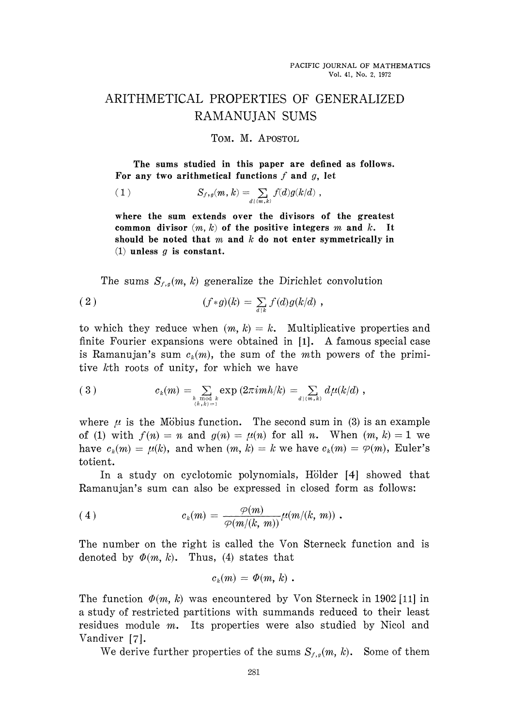# ARITHMETICAL PROPERTIES OF GENERALIZED RAMANUJAN SUMS

TOM. M. APOSTOL

**The sums studied in this paper are defined as follows. For any two arithmetical functions $f$ and $g$, let**

$$S_{f,g}(m, k) = \sum_{d\mid(m,k)} f(d)g(k/d)\ , \tag{1}$$

**where the sum extends over the divisors of the greatest common divisor $(m, k)$ of the positive integers $m$ and $k$. It should be noted that $m$ and $k$ do not enter symmetrically in (1) unless $g$ is constant.**

The sums $S_{f,g}(m, k)$ generalize the Dirichlet convolution

$$(f*g)(k) = \sum_{d\mid k} f(d)g(k/d)\ , \tag{2}$$

to which they reduce when $(m, k) = k$. Multiplicative properties and finite Fourier expansions were obtained in [1]. A famous special case is Ramanujan's sum $c_k(m)$, the sum of the $m$th powers of the primitive $k$th roots of unity, for which we have

$$c_k(m) = \sum_{\substack{h \bmod k \\ (h,k)=1}} \exp(2\pi imh/k) = \sum_{d\mid(m,k)} d\mu(k/d)\ , \tag{3}$$

where $\mu$ is the Möbius function. The second sum in (3) is an example of (1) with $f(n) = n$ and $g(n) = \mu(n)$ for all $n$. When $(m, k) = 1$ we have $c_k(m) = \mu(k)$, and when $(m, k) = k$ we have $c_k(m) = \varphi(m)$, Euler's totient.

In a study on cyclotomic polynomials, Hölder [4] showed that Ramanujan's sum can also be expressed in closed form as follows:

$$c_k(m) = \frac{\varphi(m)}{\varphi(m/(k, m))}\mu(m/(k, m))\ . \tag{4}$$

The number on the right is called the Von Sterneck function and is denoted by $\Phi(m, k)$. Thus, (4) states that

$$c_k(m) = \Phi(m, k)\ .$$

The function $\Phi(m, k)$ was encountered by Von Sterneck in 1902 [11] in a study of restricted partitions with summands reduced to their least residues module $m$. Its properties were also studied by Nicol and Vandiver [7].

We derive further properties of the sums $S_{f,g}(m, k)$. Some of them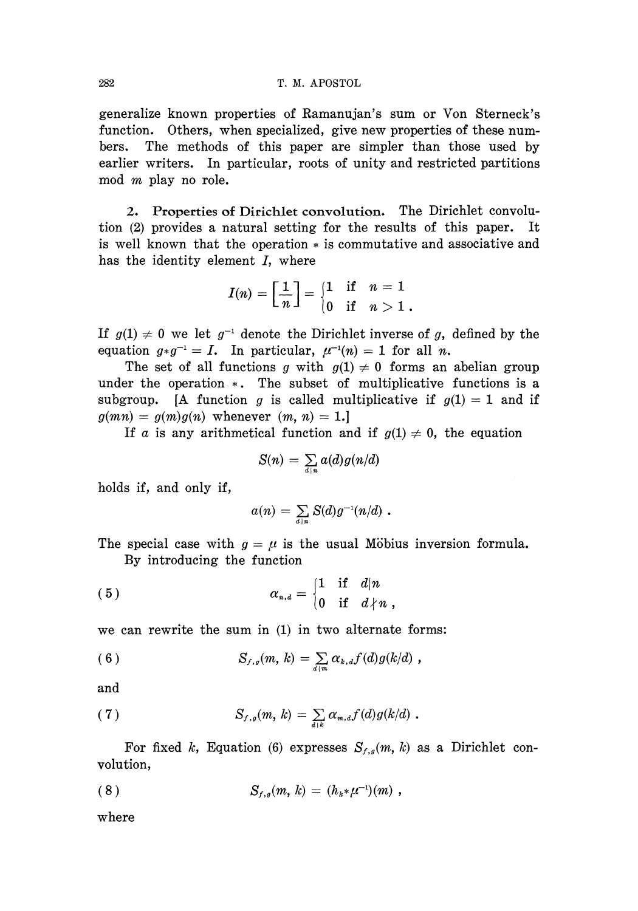generalize known properties of Ramanujan's sum or Von Sterneck's function. Others, when specialized, give new properties of these numbers. The methods of this paper are simpler than those used by earlier writers. In particular, roots of unity and restricted partitions mod $m$ play no role.

## 2. Properties of Dirichlet convolution.

The Dirichlet convolution (2) provides a natural setting for the results of this paper. It is well known that the operation $*$ is commutative and associative and has the identity element $I$, where

$$I(n) = \left[\frac{1}{n}\right] = \begin{cases} 1 & \text{if } n = 1 \\ 0 & \text{if } n > 1 . \end{cases}$$

If $g(1) \neq 0$ we let $g^{-1}$ denote the Dirichlet inverse of $g$, defined by the equation $g * g^{-1} = I$. In particular, $\mu^{-1}(n) = 1$ for all $n$.

The set of all functions $g$ with $g(1) \neq 0$ forms an abelian group under the operation $*$. The subset of multiplicative functions is a subgroup. [A function $g$ is called multiplicative if $g(1) = 1$ and if $g(mn) = g(m)g(n)$ whenever $(m, n) = 1$.]

If $a$ is any arithmetical function and if $g(1) \neq 0$, the equation

$$S(n) = \sum_{d \mid n} a(d) g(n/d)$$

holds if, and only if,

$$a(n) = \sum_{d \mid n} S(d) g^{-1}(n/d) .$$

The special case with $g = \mu$ is the usual Möbius inversion formula.

By introducing the function

$$\alpha_{n,d} = \begin{cases} 1 & \text{if } d \mid n \\ 0 & \text{if } d \nmid n , \end{cases} \tag{5}$$

we can rewrite the sum in (1) in two alternate forms:

$$S_{f,g}(m, k) = \sum_{d \mid m} \alpha_{k,d} f(d) g(k/d) , \tag{6}$$

and

$$S_{f,g}(m, k) = \sum_{d \mid k} \alpha_{m,d} f(d) g(k/d) . \tag{7}$$

For fixed $k$, Equation (6) expresses $S_{f,g}(m, k)$ as a Dirichlet convolution,

$$S_{f,g}(m, k) = (h_k * \mu^{-1})(m) , \tag{8}$$

where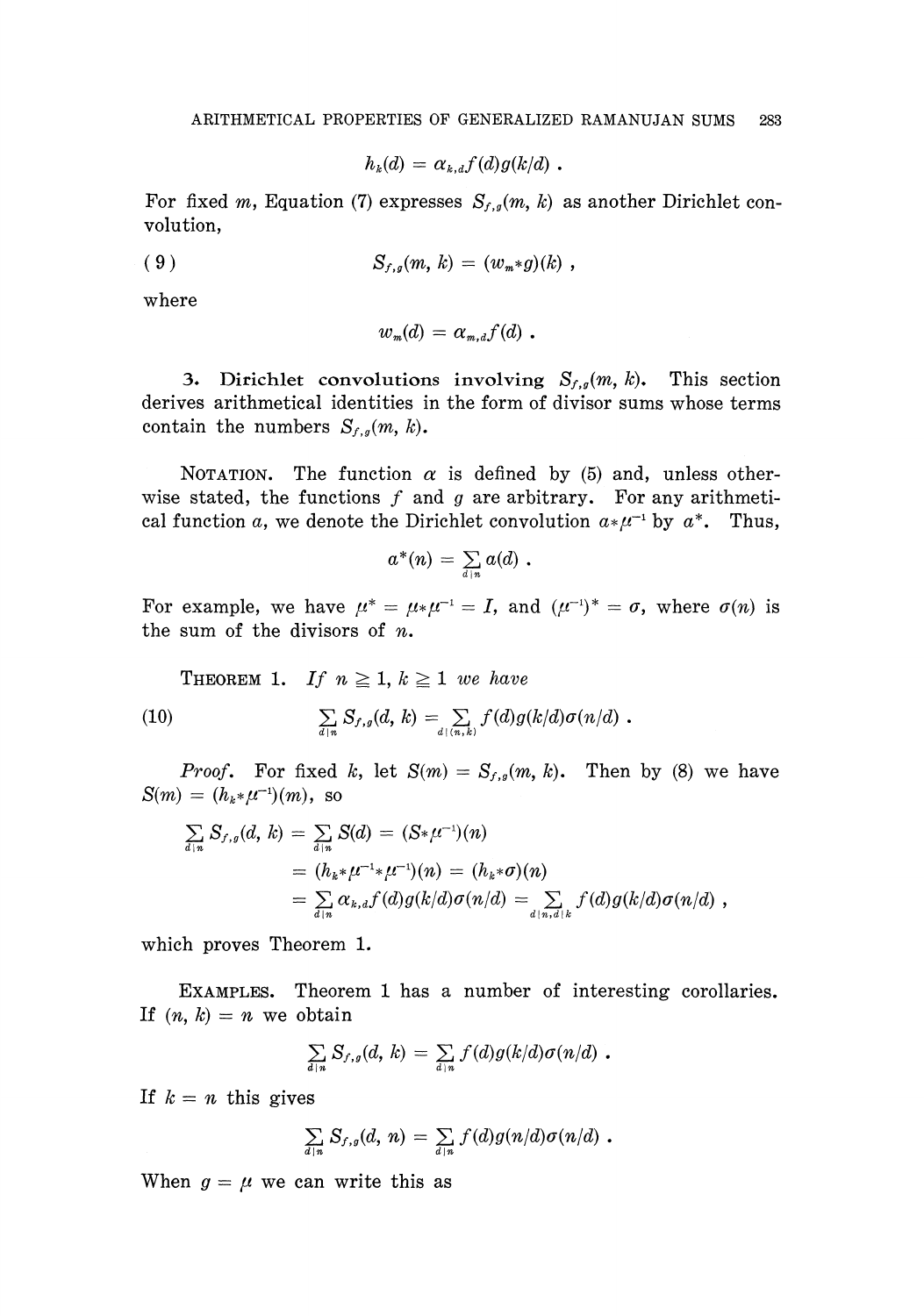$$h_k(d) = \alpha_{k,d} f(d) g(k/d) .$$

For fixed $m$, Equation (7) expresses $S_{f,g}(m, k)$ as another Dirichlet convolution,

$$(9) \qquad S_{f,g}(m, k) = (w_m * g)(k) ,$$

where

$$w_m(d) = \alpha_{m,d} f(d) .$$

**3. Dirichlet convolutions involving $S_{f,g}(m, k)$.** This section derives arithmetical identities in the form of divisor sums whose terms contain the numbers $S_{f,g}(m, k)$.

NOTATION. The function $\alpha$ is defined by (5) and, unless otherwise stated, the functions $f$ and $g$ are arbitrary. For any arithmetical function $a$, we denote the Dirichlet convolution $a * \mu^{-1}$ by $a^*$. Thus,

$$a^*(n) = \sum_{d \mid n} a(d) .$$

For example, we have $\mu^* = \mu * \mu^{-1} = I$, and $(\mu^{-1})^* = \sigma$, where $\sigma(n)$ is the sum of the divisors of $n$.

THEOREM 1. *If $n \geq 1$, $k \geq 1$ we have*

$$(10) \qquad \sum_{d \mid n} S_{f,g}(d, k) = \sum_{d \mid (n,k)} f(d) g(k/d) \sigma(n/d) .$$

*Proof.* For fixed $k$, let $S(m) = S_{f,g}(m, k)$. Then by (8) we have $S(m) = (h_k * \mu^{-1})(m)$, so

$$\begin{aligned}
\sum_{d \mid n} S_{f,g}(d, k) &= \sum_{d \mid n} S(d) = (S * \mu^{-1})(n) \\
&= (h_k * \mu^{-1} * \mu^{-1})(n) = (h_k * \sigma)(n) \\
&= \sum_{d \mid n} \alpha_{k,d} f(d) g(k/d) \sigma(n/d) = \sum_{d \mid n, d \mid k} f(d) g(k/d) \sigma(n/d) ,
\end{aligned}$$

which proves Theorem 1.

EXAMPLES. Theorem 1 has a number of interesting corollaries. If $(n, k) = n$ we obtain

$$\sum_{d \mid n} S_{f,g}(d, k) = \sum_{d \mid n} f(d) g(k/d) \sigma(n/d) .$$

If $k = n$ this gives

$$\sum_{d \mid n} S_{f,g}(d, n) = \sum_{d \mid n} f(d) g(n/d) \sigma(n/d) .$$

When $g = \mu$ we can write this as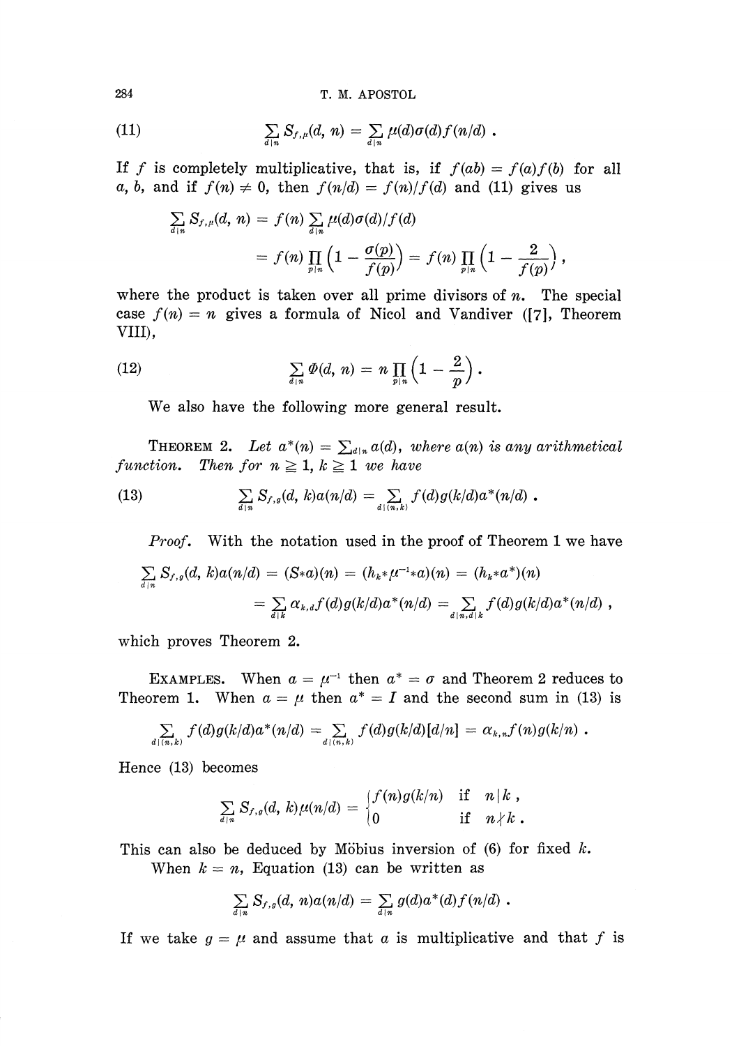$$\sum_{d|n} S_{f,\mu}(d, n) = \sum_{d|n} \mu(d)\sigma(d)f(n/d) \; . \tag{11}$$

If $f$ is completely multiplicative, that is, if $f(ab) = f(a)f(b)$ for all $a$, $b$, and if $f(n) \neq 0$, then $f(n/d) = f(n)/f(d)$ and (11) gives us

$$\begin{aligned}\sum_{d|n} S_{f,\mu}(d, n) &= f(n) \sum_{d|n} \mu(d)\sigma(d)/f(d) \\ &= f(n) \prod_{p|n} \left(1 - \frac{\sigma(p)}{f(p)}\right) = f(n) \prod_{p|n} \left(1 - \frac{2}{f(p)}\right),\end{aligned}$$

where the product is taken over all prime divisors of $n$. The special case $f(n) = n$ gives a formula of Nicol and Vandiver ([7], Theorem VIII),

$$\sum_{d|n} \Phi(d, n) = n \prod_{p|n} \left(1 - \frac{2}{p}\right). \tag{12}$$

We also have the following more general result.

THEOREM 2. *Let $a^*(n) = \sum_{d|n} a(d)$, where $a(n)$ is any arithmetical function. Then for $n \geqq 1$, $k \geqq 1$ we have*

$$\sum_{d|n} S_{f,g}(d, k)a(n/d) = \sum_{d|(n,k)} f(d)g(k/d)a^*(n/d) \; . \tag{13}$$

*Proof.* With the notation used in the proof of Theorem 1 we have

$$\begin{aligned}\sum_{d|n} S_{f,g}(d, k)a(n/d) &= (S*a)(n) = (h_k * \mu^{-1} * a)(n) = (h_k * a^*)(n) \\ &= \sum_{d|k} \alpha_{k,d} f(d)g(k/d)a^*(n/d) = \sum_{d|n, d|k} f(d)g(k/d)a^*(n/d) \; ,\end{aligned}$$

which proves Theorem 2.

EXAMPLES. When $a = \mu^{-1}$ then $a^* = \sigma$ and Theorem 2 reduces to Theorem 1. When $a = \mu$ then $a^* = I$ and the second sum in (13) is

$$\sum_{d|(n,k)} f(d)g(k/d)a^*(n/d) = \sum_{d|(n,k)} f(d)g(k/d)[d/n] = \alpha_{k,n} f(n)g(k/n) \; .$$

Hence (13) becomes

$$\sum_{d|n} S_{f,g}(d, k)\mu(n/d) = \begin{cases} f(n)g(k/n) & \text{if } n \mid k \; , \\ 0 & \text{if } n \nmid k \; . \end{cases}$$

This can also be deduced by Möbius inversion of (6) for fixed $k$.

When $k = n$, Equation (13) can be written as

$$\sum_{d|n} S_{f,g}(d, n)a(n/d) = \sum_{d|n} g(d)a^*(d)f(n/d) \; .$$

If we take $g = \mu$ and assume that $a$ is multiplicative and that $f$ is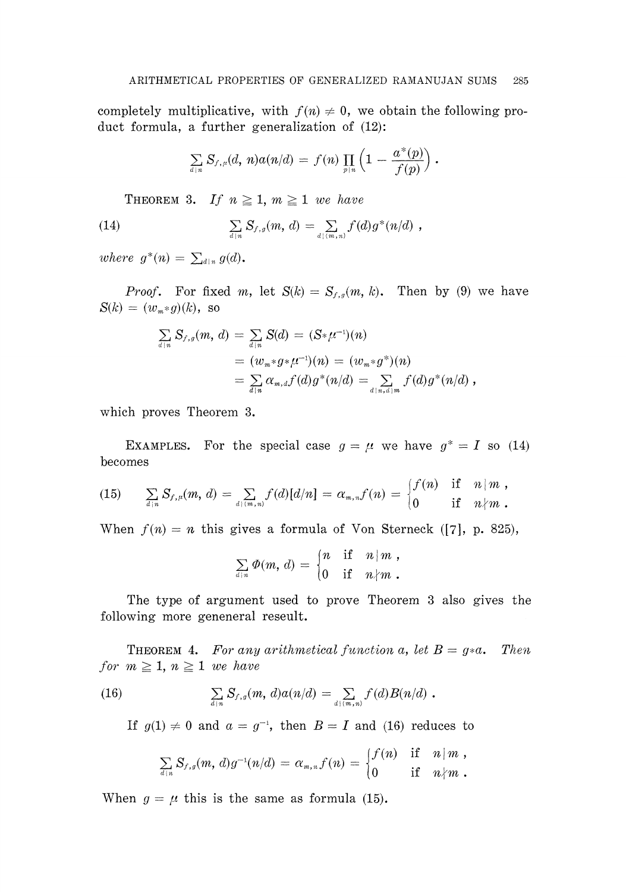completely multiplicative, with $f(n) \neq 0$, we obtain the following product formula, a further generalization of (12):

$$\sum_{d \mid n} S_{f,\mu}(d, n) a(n/d) = f(n) \prod_{p \mid n} \left(1 - \frac{a^*(p)}{f(p)}\right).$$

THEOREM 3. *If $n \geqq 1$, $m \geqq 1$ we have*

$$\sum_{d \mid n} S_{f,g}(m, d) = \sum_{d \mid (m,n)} f(d) g^*(n/d), \tag{14}$$

*where $g^*(n) = \sum_{d \mid n} g(d)$.*

*Proof.* For fixed $m$, let $S(k) = S_{f,g}(m, k)$. Then by (9) we have $S(k) = (w_m * g)(k)$, so

$$\begin{aligned}
\sum_{d \mid n} S_{f,g}(m, d) &= \sum_{d \mid n} S(d) = (S * \mu^{-1})(n) \\
&= (w_m * g * \mu^{-1})(n) = (w_m * g^*)(n) \\
&= \sum_{d \mid n} \alpha_{m,d} f(d) g^*(n/d) = \sum_{d \mid n, d \mid m} f(d) g^*(n/d),
\end{aligned}$$

which proves Theorem 3.

EXAMPLES. For the special case $g = \mu$ we have $g^* = I$ so (14) becomes

$$\sum_{d \mid n} S_{f,\mu}(m, d) = \sum_{d \mid (m,n)} f(d)[d/n] = \alpha_{m,n} f(n) = \begin{cases} f(n) & \text{if } n \mid m, \\ 0 & \text{if } n \nmid m. \end{cases} \tag{15}$$

When $f(n) = n$ this gives a formula of Von Sterneck ([7], p. 825),

$$\sum_{d \mid n} \Phi(m, d) = \begin{cases} n & \text{if } n \mid m, \\ 0 & \text{if } n \nmid m. \end{cases}$$

The type of argument used to prove Theorem 3 also gives the following more geneneral reseult.

THEOREM 4. *For any arithmetical function $a$, let $B = g * a$. Then for $m \geqq 1$, $n \geqq 1$ we have*

$$\sum_{d \mid n} S_{f,g}(m, d) a(n/d) = \sum_{d \mid (m,n)} f(d) B(n/d). \tag{16}$$

If $g(1) \neq 0$ and $a = g^{-1}$, then $B = I$ and (16) reduces to

$$\sum_{d \mid n} S_{f,g}(m, d) g^{-1}(n/d) = \alpha_{m,n} f(n) = \begin{cases} f(n) & \text{if } n \mid m, \\ 0 & \text{if } n \nmid m. \end{cases}$$

When $g = \mu$ this is the same as formula (15).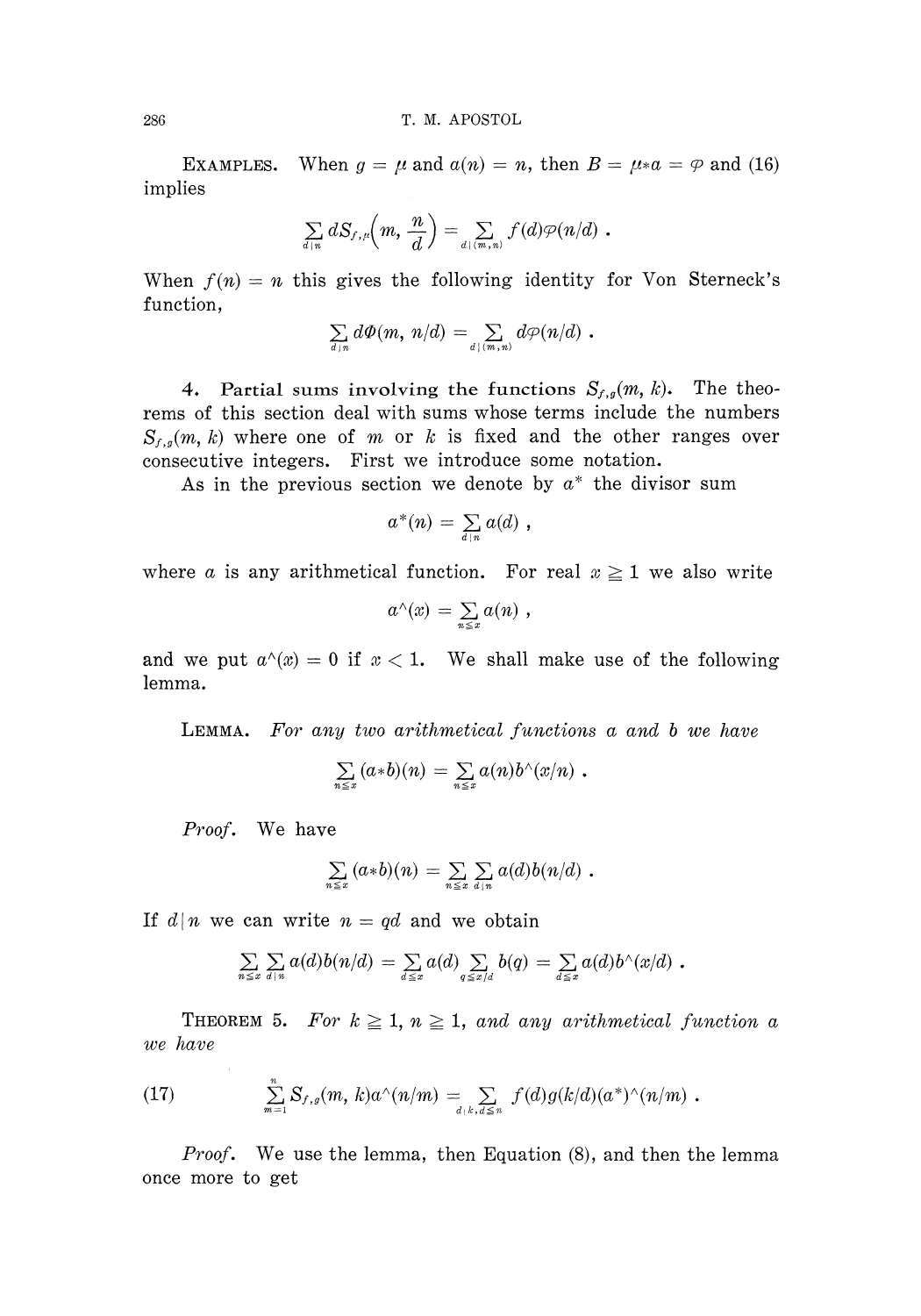EXAMPLES. When $g = \mu$ and $a(n) = n$, then $B = \mu * a = \varphi$ and (16) implies

$$\sum_{d \mid n} d S_{f,\mu}\left(m, \frac{n}{d}\right) = \sum_{d \mid (m,n)} f(d)\varphi(n/d) .$$

When $f(n) = n$ this gives the following identity for Von Sterneck's function,

$$\sum_{d \mid n} d\Phi(m, n/d) = \sum_{d \mid (m,n)} d\varphi(n/d) .$$

**4. Partial sums involving the functions $S_{f,g}(m, k)$.** The theorems of this section deal with sums whose terms include the numbers $S_{f,g}(m, k)$ where one of $m$ or $k$ is fixed and the other ranges over consecutive integers. First we introduce some notation.

As in the previous section we denote by $a^*$ the divisor sum

$$a^*(n) = \sum_{d \mid n} a(d) ,$$

where $a$ is any arithmetical function. For real $x \geqq 1$ we also write

$$a^\wedge(x) = \sum_{n \leqq x} a(n) ,$$

and we put $a^\wedge(x) = 0$ if $x < 1$. We shall make use of the following lemma.

LEMMA. *For any two arithmetical functions $a$ and $b$ we have*

$$\sum_{n \leqq x} (a*b)(n) = \sum_{n \leqq x} a(n) b^\wedge(x/n) .$$

*Proof.* We have

$$\sum_{n \leqq x} (a*b)(n) = \sum_{n \leqq x} \sum_{d \mid n} a(d) b(n/d) .$$

If $d \mid n$ we can write $n = qd$ and we obtain

$$\sum_{n \leqq x} \sum_{d \mid n} a(d) b(n/d) = \sum_{d \leqq x} a(d) \sum_{q \leqq x/d} b(q) = \sum_{d \leqq x} a(d) b^\wedge(x/d) .$$

THEOREM 5. *For $k \geqq 1$, $n \geqq 1$, and any arithmetical function $a$ we have*

$$\sum_{m=1}^{n} S_{f,g}(m, k) a^\wedge(n/m) = \sum_{d \mid k, d \leqq n} f(d) g(k/d) (a^*)^\wedge(n/m) . \tag{17}$$

*Proof.* We use the lemma, then Equation (8), and then the lemma once more to get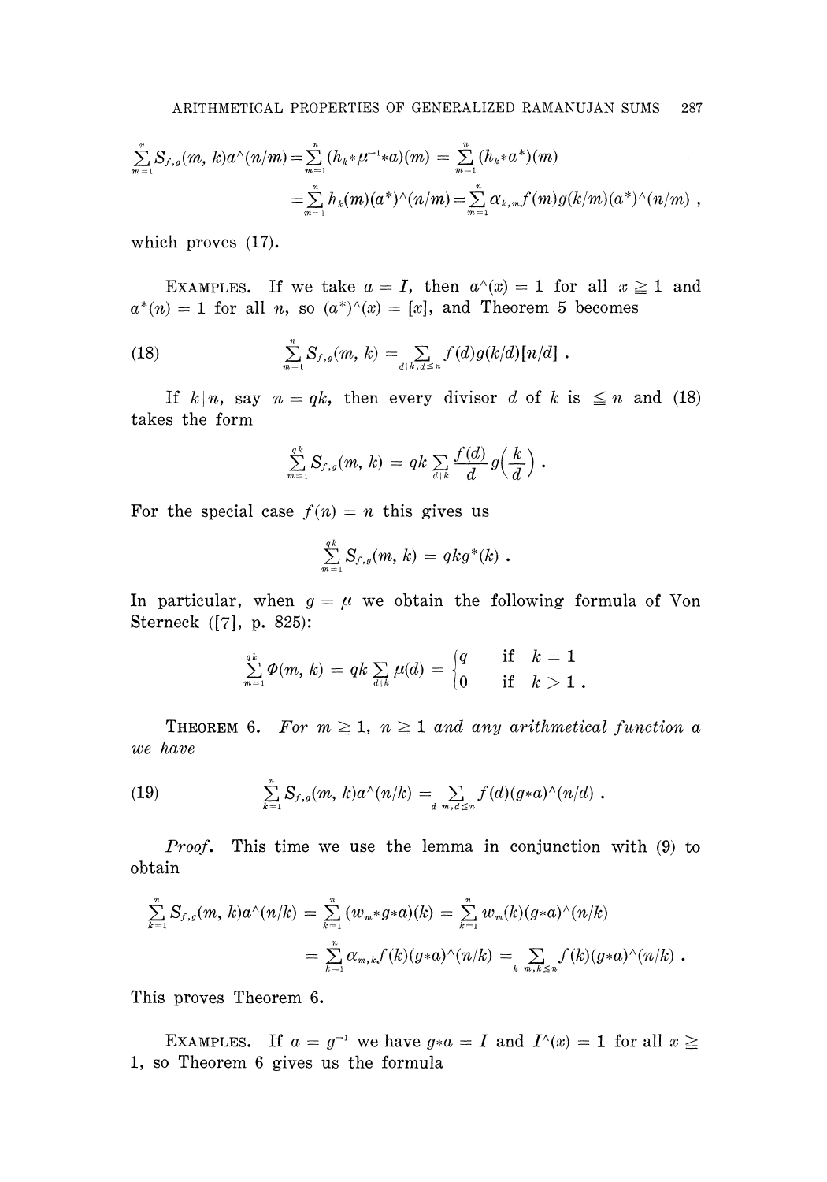$$\sum_{m=1}^{n} S_{f,g}(m, k)a^{\wedge}(n/m) = \sum_{m=1}^{n} (h_k * \mu^{-1} * a)(m) = \sum_{m=1}^{n} (h_k * a^*)(m)$$

$$= \sum_{m=1}^{n} h_k(m)(a^*)^{\wedge}(n/m) = \sum_{m=1}^{n} \alpha_{k,m} f(m) g(k/m)(a^*)^{\wedge}(n/m) ,$$

which proves (17).

EXAMPLES. If we take $a = I$, then $a^{\wedge}(x) = 1$ for all $x \geqq 1$ and $a^*(n) = 1$ for all $n$, so $(a^*)^{\wedge}(x) = [x]$, and Theorem 5 becomes

$$\sum_{m=1}^{n} S_{f,g}(m, k) = \sum_{d \mid k, d \leqq n} f(d) g(k/d) [n/d] . \tag{18}$$

If $k \mid n$, say $n = qk$, then every divisor $d$ of $k$ is $\leqq n$ and (18) takes the form

$$\sum_{m=1}^{qk} S_{f,g}(m, k) = qk \sum_{d \mid k} \frac{f(d)}{d} g\left(\frac{k}{d}\right) .$$

For the special case $f(n) = n$ this gives us

$$\sum_{m=1}^{qk} S_{f,g}(m, k) = qk g^*(k) .$$

In particular, when $g = \mu$ we obtain the following formula of Von Sterneck ([7], p. 825):

$$\sum_{m=1}^{qk} \Phi(m, k) = qk \sum_{d \mid k} \mu(d) = \begin{cases} q & \text{if } \ k = 1 \\ 0 & \text{if } \ k > 1 . \end{cases}$$

THEOREM 6. *For $m \geqq 1$, $n \geqq 1$ and any arithmetical function $a$ we have*

$$\sum_{k=1}^{n} S_{f,g}(m, k) a^{\wedge}(n/k) = \sum_{d \mid m, d \leqq n} f(d) (g * a)^{\wedge}(n/d) . \tag{19}$$

*Proof.* This time we use the lemma in conjunction with (9) to obtain

$$\sum_{k=1}^{n} S_{f,g}(m, k) a^{\wedge}(n/k) = \sum_{k=1}^{n} (w_m * g * a)(k) = \sum_{k=1}^{n} w_m(k) (g * a)^{\wedge}(n/k)$$

$$= \sum_{k=1}^{n} \alpha_{m,k} f(k) (g * a)^{\wedge}(n/k) = \sum_{k \mid m, k \leqq n} f(k) (g * a)^{\wedge}(n/k) .$$

This proves Theorem 6.

EXAMPLES. If $a = g^{-1}$ we have $g * a = I$ and $I^{\wedge}(x) = 1$ for all $x \geqq 1$, so Theorem 6 gives us the formula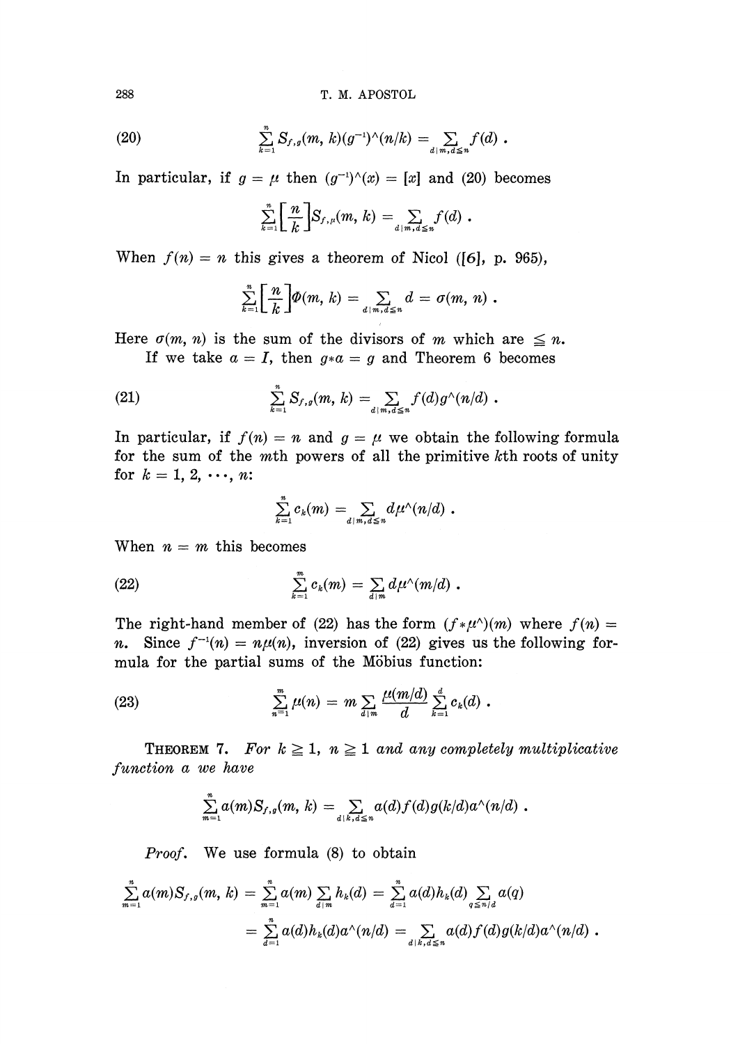$$\sum_{k=1}^{n} S_{f,g}(m, k)(g^{-1})^{\wedge}(n/k) = \sum_{d \mid m, d \leqq n} f(d) . \tag{20}$$

In particular, if $g = \mu$ then $(g^{-1})^{\wedge}(x) = [x]$ and (20) becomes

$$\sum_{k=1}^{n} \left[\frac{n}{k}\right] S_{f,\mu}(m, k) = \sum_{d \mid m, d \leqq n} f(d) .$$

When $f(n) = n$ this gives a theorem of Nicol ([6], p. 965),

$$\sum_{k=1}^{n} \left[\frac{n}{k}\right] \Phi(m, k) = \sum_{d \mid m, d \leqq n} d = \sigma(m, n) .$$

Here $\sigma(m, n)$ is the sum of the divisors of $m$ which are $\leqq n$.

If we take $a = I$, then $g * a = g$ and Theorem 6 becomes

$$\sum_{k=1}^{n} S_{f,g}(m, k) = \sum_{d \mid m, d \leqq n} f(d) g^{\wedge}(n/d) . \tag{21}$$

In particular, if $f(n) = n$ and $g = \mu$ we obtain the following formula for the sum of the $m$th powers of all the primitive $k$th roots of unity for $k = 1, 2, \cdots, n$:

$$\sum_{k=1}^{n} c_k(m) = \sum_{d \mid m, d \leqq n} d \mu^{\wedge}(n/d) .$$

When $n = m$ this becomes

$$\sum_{k=1}^{m} c_k(m) = \sum_{d \mid m} d \mu^{\wedge}(m/d) . \tag{22}$$

The right-hand member of (22) has the form $(f * \mu^{\wedge})(m)$ where $f(n) = n$. Since $f^{-1}(n) = n\mu(n)$, inversion of (22) gives us the following formula for the partial sums of the Möbius function:

$$\sum_{n=1}^{m} \mu(n) = m \sum_{d \mid m} \frac{\mu(m/d)}{d} \sum_{k=1}^{d} c_k(d) . \tag{23}$$

THEOREM 7. *For $k \geqq 1$, $n \geqq 1$ and any completely multiplicative function $a$ we have*

$$\sum_{m=1}^{n} a(m) S_{f,g}(m, k) = \sum_{d \mid k, d \leqq n} a(d) f(d) g(k/d) a^{\wedge}(n/d) .$$

*Proof.* We use formula (8) to obtain

$$\begin{aligned}
\sum_{m=1}^{n} a(m) S_{f,g}(m, k) &= \sum_{m=1}^{n} a(m) \sum_{d \mid m} h_k(d) = \sum_{d=1}^{n} a(d) h_k(d) \sum_{q \leqq n/d} a(q) \\
&= \sum_{d=1}^{n} a(d) h_k(d) a^{\wedge}(n/d) = \sum_{d \mid k, d \leqq n} a(d) f(d) g(k/d) a^{\wedge}(n/d) .
\end{aligned}$$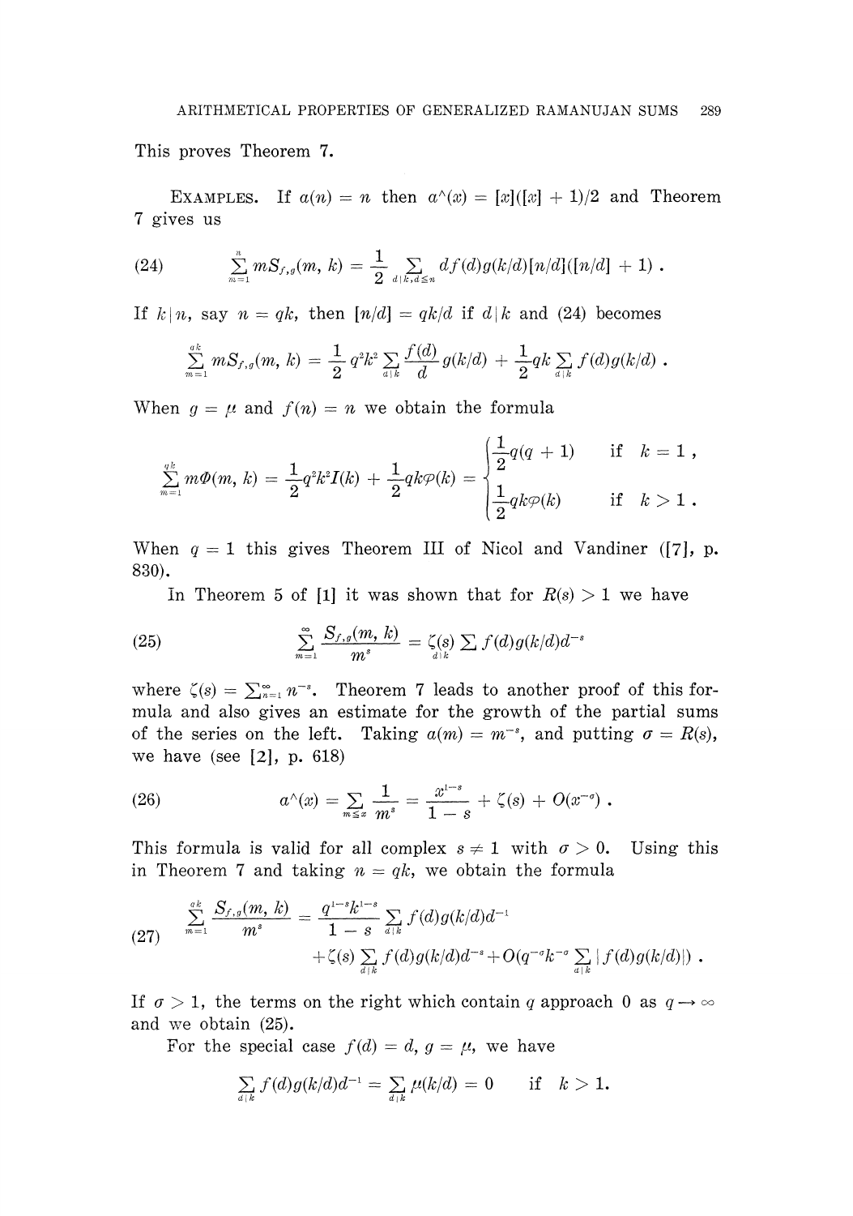This proves Theorem 7.

EXAMPLES. If $a(n) = n$ then $a^\wedge(x) = [x]([x] + 1)/2$ and Theorem 7 gives us

$$\sum_{m=1}^{n} m S_{f,g}(m, k) = \frac{1}{2} \sum_{d \mid k, d \leq n} d f(d) g(k/d) [n/d]([n/d] + 1) . \tag{24}$$

If $k \mid n$, say $n = qk$, then $[n/d] = qk/d$ if $d \mid k$ and (24) becomes

$$\sum_{m=1}^{qk} m S_{f,g}(m, k) = \frac{1}{2} q^2 k^2 \sum_{d \mid k} \frac{f(d)}{d} g(k/d) + \frac{1}{2} qk \sum_{d \mid k} f(d) g(k/d) .$$

When $g = \mu$ and $f(n) = n$ we obtain the formula

$$\sum_{m=1}^{qk} m \Phi(m, k) = \frac{1}{2} q^2 k^2 I(k) + \frac{1}{2} qk \varphi(k) = \begin{cases} \frac{1}{2} q(q+1) & \text{if } k = 1 , \\ \frac{1}{2} qk \varphi(k) & \text{if } k > 1 . \end{cases}$$

When $q = 1$ this gives Theorem III of Nicol and Vandiner ([7], p. 830).

In Theorem 5 of [1] it was shown that for $R(s) > 1$ we have

$$\sum_{m=1}^{\infty} \frac{S_{f,g}(m, k)}{m^s} = \zeta(s) \sum_{d \mid k} f(d) g(k/d) d^{-s} \tag{25}$$

where $\zeta(s) = \sum_{n=1}^{\infty} n^{-s}$. Theorem 7 leads to another proof of this formula and also gives an estimate for the growth of the partial sums of the series on the left. Taking $a(m) = m^{-s}$, and putting $\sigma = R(s)$, we have (see [2], p. 618)

$$a^\wedge(x) = \sum_{m \leq x} \frac{1}{m^s} = \frac{x^{1-s}}{1-s} + \zeta(s) + O(x^{-\sigma}) . \tag{26}$$

This formula is valid for all complex $s \neq 1$ with $\sigma > 0$. Using this in Theorem 7 and taking $n = qk$, we obtain the formula

$$\begin{aligned} \sum_{m=1}^{qk} \frac{S_{f,g}(m, k)}{m^s} = {} & \frac{q^{1-s} k^{1-s}}{1-s} \sum_{d \mid k} f(d) g(k/d) d^{-1} \\ & + \zeta(s) \sum_{d \mid k} f(d) g(k/d) d^{-s} + O(q^{-\sigma} k^{-\sigma} \sum_{d \mid k} | f(d) g(k/d) |) . \end{aligned} \tag{27}$$

If $\sigma > 1$, the terms on the right which contain $q$ approach 0 as $q \to \infty$ and we obtain (25).

For the special case $f(d) = d$, $g = \mu$, we have

$$\sum_{d \mid k} f(d) g(k/d) d^{-1} = \sum_{d \mid k} \mu(k/d) = 0 \qquad \text{if} \quad k > 1.$$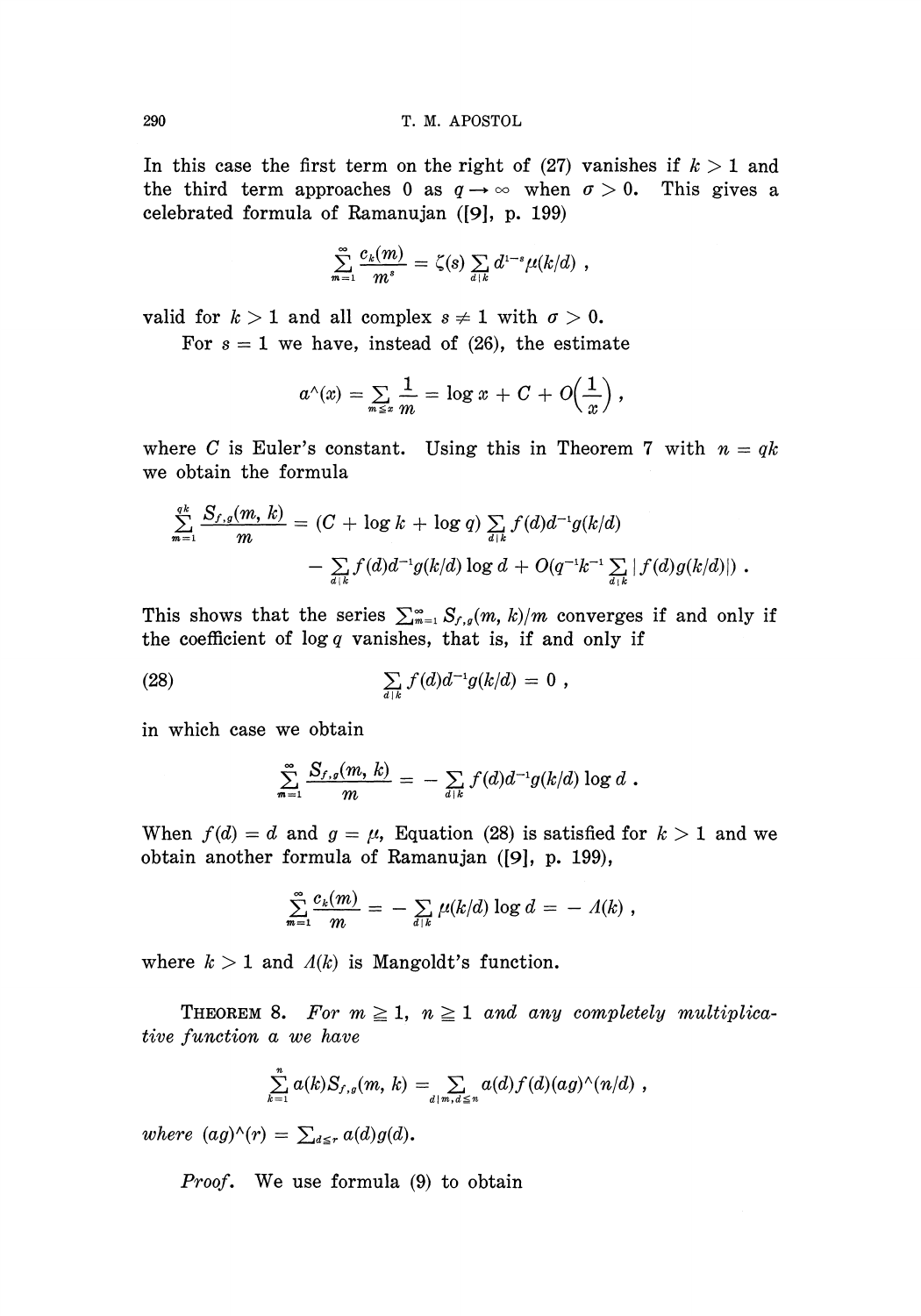In this case the first term on the right of (27) vanishes if $k > 1$ and the third term approaches 0 as $q \to \infty$ when $\sigma > 0$. This gives a celebrated formula of Ramanujan ([9], p. 199)

$$\sum_{m=1}^{\infty} \frac{c_k(m)}{m^s} = \zeta(s) \sum_{d \mid k} d^{1-s} \mu(k/d) ,$$

valid for $k > 1$ and all complex $s \neq 1$ with $\sigma > 0$.

For $s = 1$ we have, instead of (26), the estimate

$$a^{\wedge}(x) = \sum_{m \leq x} \frac{1}{m} = \log x + C + O\left(\frac{1}{x}\right) ,$$

where $C$ is Euler's constant. Using this in Theorem 7 with $n = qk$ we obtain the formula

$$\sum_{m=1}^{qk} \frac{S_{f,g}(m, k)}{m} = (C + \log k + \log q) \sum_{d \mid k} f(d) d^{-1} g(k/d) \\ - \sum_{d \mid k} f(d) d^{-1} g(k/d) \log d + O(q^{-1} k^{-1} \sum_{d \mid k} |f(d) g(k/d)|) .$$

This shows that the series $\sum_{m=1}^{\infty} S_{f,g}(m, k)/m$ converges if and only if the coefficient of $\log q$ vanishes, that is, if and only if

$$\sum_{d \mid k} f(d) d^{-1} g(k/d) = 0 , \tag{28}$$

in which case we obtain

$$\sum_{m=1}^{\infty} \frac{S_{f,g}(m, k)}{m} = - \sum_{d \mid k} f(d) d^{-1} g(k/d) \log d .$$

When $f(d) = d$ and $g = \mu$, Equation (28) is satisfied for $k > 1$ and we obtain another formula of Ramanujan ([9], p. 199),

$$\sum_{m=1}^{\infty} \frac{c_k(m)}{m} = - \sum_{d \mid k} \mu(k/d) \log d = - \Lambda(k) ,$$

where $k > 1$ and $\Lambda(k)$ is Mangoldt's function.

**THEOREM 8.** *For $m \geqq 1$, $n \geqq 1$ and any completely multiplicative function $a$ we have*

$$\sum_{k=1}^{n} a(k) S_{f,g}(m, k) = \sum_{d \mid m, d \leqq n} a(d) f(d) (ag)^{\wedge}(n/d) ,$$

*where $(ag)^{\wedge}(r) = \sum_{d \leqq r} a(d) g(d)$.*

*Proof.* We use formula (9) to obtain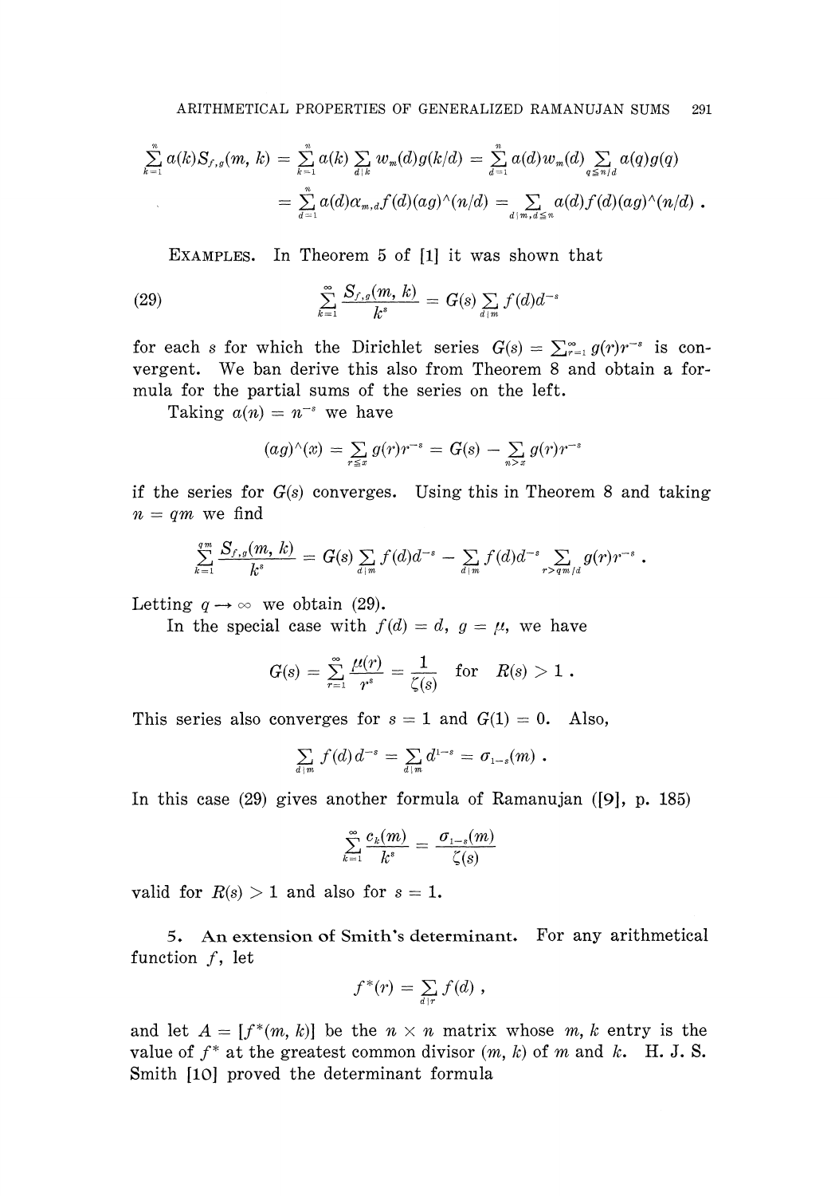$$\sum_{k=1}^{n} a(k) S_{f,g}(m, k) = \sum_{k=1}^{n} a(k) \sum_{d \mid k} w_m(d) g(k/d) = \sum_{d=1}^{n} a(d) w_m(d) \sum_{q \leq n/d} a(q) g(q)$$

$$= \sum_{d=1}^{n} a(d) \alpha_{m,d} f(d) (ag)^\wedge(n/d) = \sum_{d \mid m, d \leq n} a(d) f(d) (ag)^\wedge(n/d) .$$

EXAMPLES. In Theorem 5 of [1] it was shown that

$$\sum_{k=1}^{\infty} \frac{S_{f,g}(m, k)}{k^s} = G(s) \sum_{d \mid m} f(d) d^{-s} \tag{29}$$

for each $s$ for which the Dirichlet series $G(s) = \sum_{r=1}^{\infty} g(r) r^{-s}$ is convergent. We ban derive this also from Theorem 8 and obtain a formula for the partial sums of the series on the left.

Taking $a(n) = n^{-s}$ we have

$$(ag)^\wedge(x) = \sum_{r \leq x} g(r) r^{-s} = G(s) - \sum_{n > x} g(r) r^{-s}$$

if the series for $G(s)$ converges. Using this in Theorem 8 and taking $n = qm$ we find

$$\sum_{k=1}^{qm} \frac{S_{f,g}(m, k)}{k^s} = G(s) \sum_{d \mid m} f(d) d^{-s} - \sum_{d \mid m} f(d) d^{-s} \sum_{r > qm/d} g(r) r^{-s} .$$

Letting $q \to \infty$ we obtain (29).

In the special case with $f(d) = d$, $g = \mu$, we have

$$G(s) = \sum_{r=1}^{\infty} \frac{\mu(r)}{r^s} = \frac{1}{\zeta(s)} \quad \text{for} \quad R(s) > 1 .$$

This series also converges for $s = 1$ and $G(1) = 0$. Also,

$$\sum_{d \mid m} f(d) d^{-s} = \sum_{d \mid m} d^{1-s} = \sigma_{1-s}(m) .$$

In this case (29) gives another formula of Ramanujan ([9], p. 185)

$$\sum_{k=1}^{\infty} \frac{c_k(m)}{k^s} = \frac{\sigma_{1-s}(m)}{\zeta(s)}$$

valid for $R(s) > 1$ and also for $s = 1$.

## 5. An extension of Smith's determinant.

For any arithmetical function $f$, let

$$f^*(r) = \sum_{d \mid r} f(d) ,$$

and let $A = [f^*(m, k)]$ be the $n \times n$ matrix whose $m, k$ entry is the value of $f^*$ at the greatest common divisor $(m, k)$ of $m$ and $k$. H. J. S. Smith [10] proved the determinant formula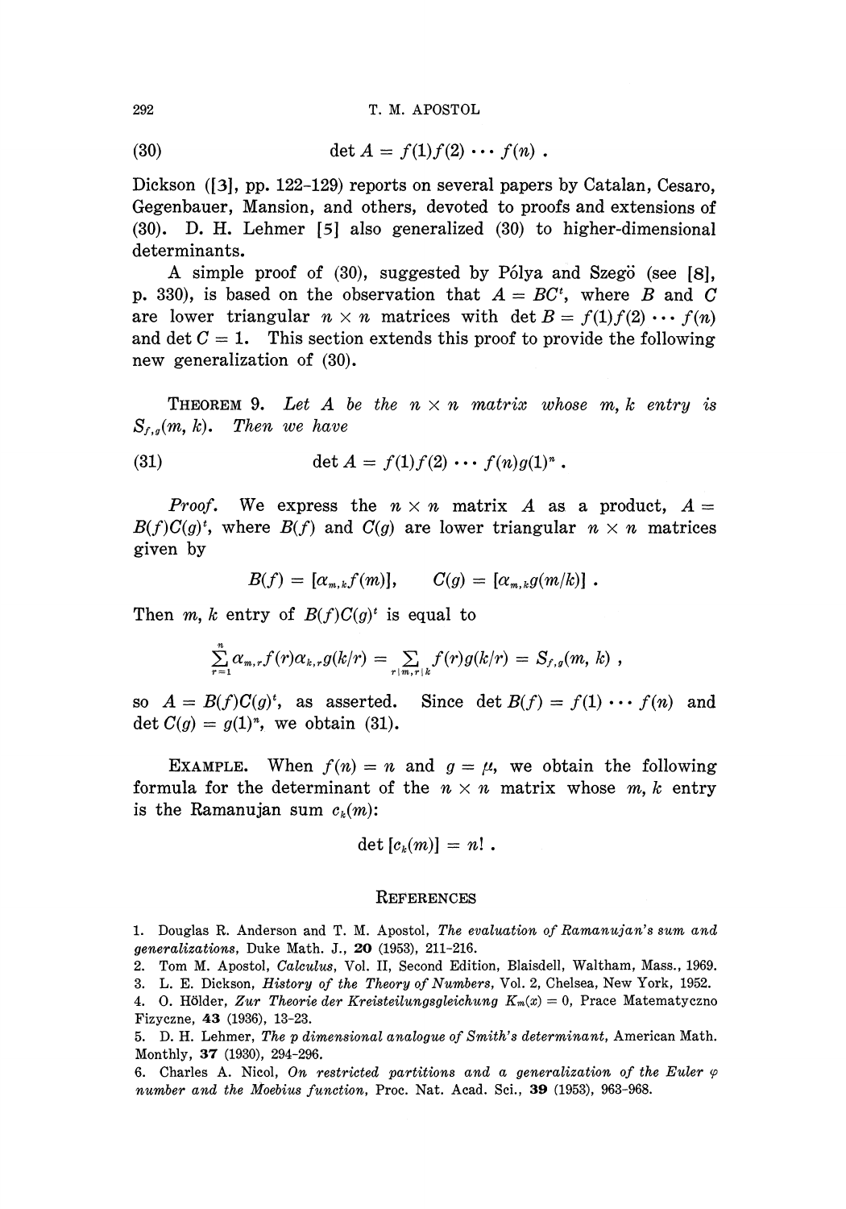$$\det A = f(1)f(2) \cdots f(n) . \tag{30}$$

Dickson ([3], pp. 122–129) reports on several papers by Catalan, Cesaro, Gegenbauer, Mansion, and others, devoted to proofs and extensions of (30). D. H. Lehmer [5] also generalized (30) to higher-dimensional determinants.

A simple proof of (30), suggested by Pólya and Szegö (see [8], p. 330), is based on the observation that $A = BC^t$, where $B$ and $C$ are lower triangular $n \times n$ matrices with $\det B = f(1)f(2) \cdots f(n)$ and $\det C = 1$. This section extends this proof to provide the following new generalization of (30).

THEOREM 9. *Let $A$ be the $n \times n$ matrix whose $m, k$ entry is $S_{f,g}(m, k)$. Then we have*

$$\det A = f(1)f(2) \cdots f(n)g(1)^n . \tag{31}$$

*Proof.* We express the $n \times n$ matrix $A$ as a product, $A = B(f)C(g)^t$, where $B(f)$ and $C(g)$ are lower triangular $n \times n$ matrices given by

$$B(f) = [\alpha_{m,k}f(m)], \qquad C(g) = [\alpha_{m,k}g(m/k)] .$$

Then $m, k$ entry of $B(f)C(g)^t$ is equal to

$$\sum_{r=1}^{n} \alpha_{m,r}f(r)\alpha_{k,r}g(k/r) = \sum_{r \mid m, r \mid k} f(r)g(k/r) = S_{f,g}(m, k) ,$$

so $A = B(f)C(g)^t$, as asserted. Since $\det B(f) = f(1) \cdots f(n)$ and $\det C(g) = g(1)^n$, we obtain (31).

EXAMPLE. When $f(n) = n$ and $g = \mu$, we obtain the following formula for the determinant of the $n \times n$ matrix whose $m, k$ entry is the Ramanujan sum $c_k(m)$:

$$\det [c_k(m)] = n! .$$

## REFERENCES

1. Douglas R. Anderson and T. M. Apostol, *The evaluation of Ramanujan's sum and generalizations*, Duke Math. J., **20** (1953), 211–216.
2. Tom M. Apostol, *Calculus*, Vol. II, Second Edition, Blaisdell, Waltham, Mass., 1969.
3. L. E. Dickson, *History of the Theory of Numbers*, Vol. 2, Chelsea, New York, 1952.
4. O. Hölder, *Zur Theorie der Kreisteilungsgleichung $K_m(x) = 0$*, Prace Matematyczno Fizyczne, **43** (1936), 13–23.
5. D. H. Lehmer, *The p dimensional analogue of Smith's determinant*, American Math. Monthly, **37** (1930), 294–296.
6. Charles A. Nicol, *On restricted partitions and a generalization of the Euler $\varphi$ number and the Moebius function*, Proc. Nat. Acad. Sci., **39** (1953), 963–968.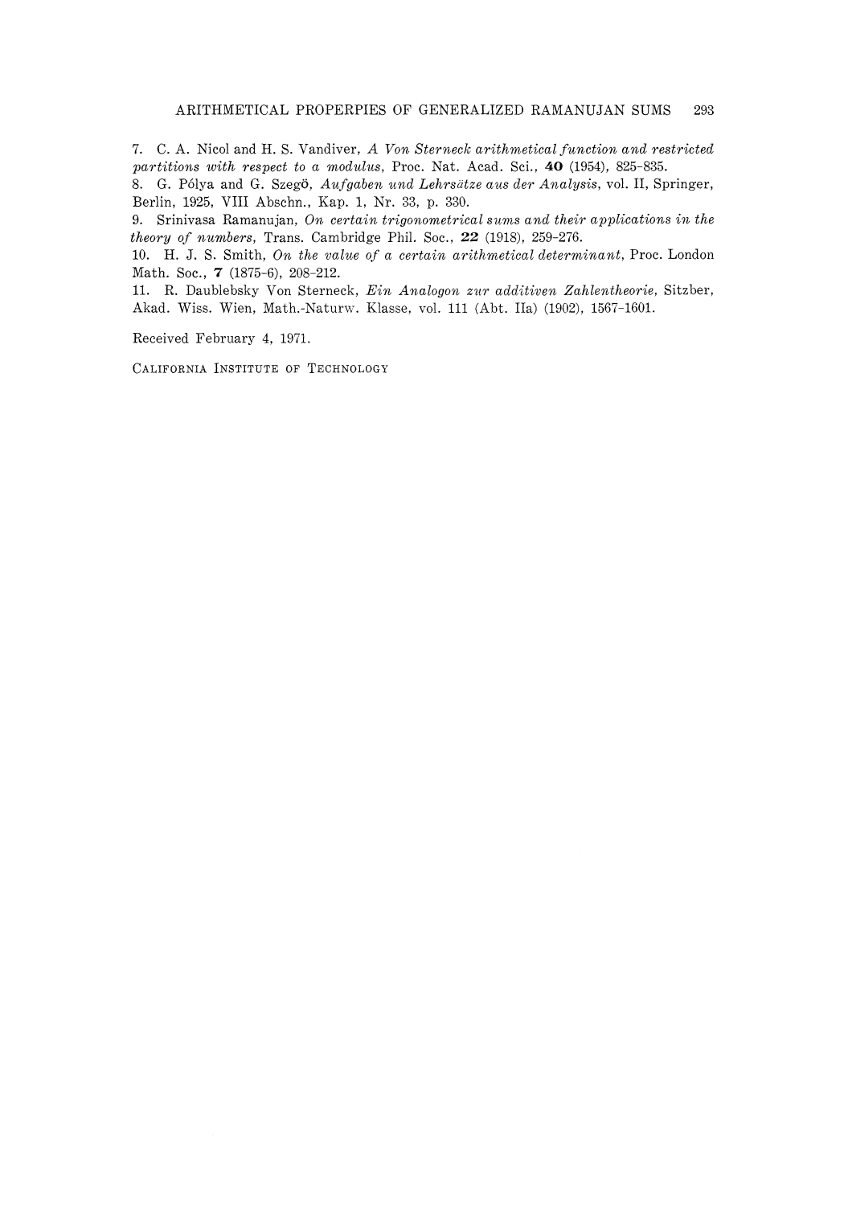7. C. A. Nicol and H. S. Vandiver, *A Von Sterneck arithmetical function and restricted partitions with respect to a modulus*, Proc. Nat. Acad. Sci., **40** (1954), 825-835.

8. G. Pólya and G. Szegö, *Aufgaben und Lehrsätze aus der Analysis*, vol. II, Springer, Berlin, 1925, VIII Abschn., Kap. 1, Nr. 33, p. 330.

9. Srinivasa Ramanujan, *On certain trigonometrical sums and their applications in the theory of numbers*, Trans. Cambridge Phil. Soc., **22** (1918), 259-276.

10. H. J. S. Smith, *On the value of a certain arithmetical determinant*, Proc. London Math. Soc., **7** (1875-6), 208-212.

11. R. Daublebsky Von Sterneck, *Ein Analogon zur additiven Zahlentheorie*, Sitzber, Akad. Wiss. Wien, Math.-Naturw. Klasse, vol. 111 (Abt. IIa) (1902), 1567-1601.

Received February 4, 1971.

CALIFORNIA INSTITUTE OF TECHNOLOGY